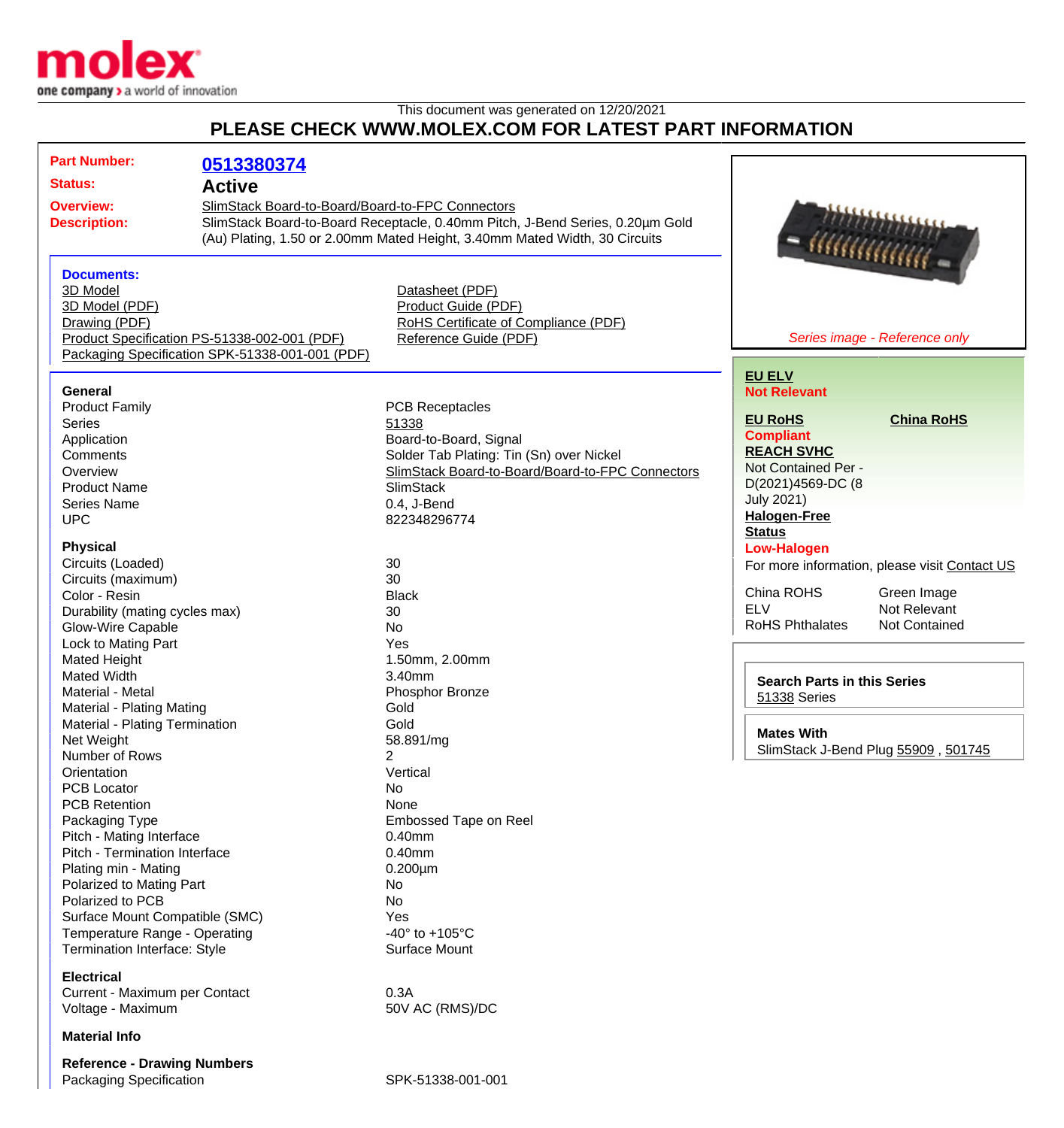molex
one company > a world of innovation

This document was generated on 12/20/2021

# PLEASE CHECK WWW.MOLEX.COM FOR LATEST PART INFORMATION

| | |
|---|---|
| **Part Number:** | 0513380374 |
| **Status:** | **Active** |
| **Overview:** | SlimStack Board-to-Board/Board-to-FPC Connectors |
| **Description:** | SlimStack Board-to-Board Receptacle, 0.40mm Pitch, J-Bend Series, 0.20µm Gold (Au) Plating, 1.50 or 2.00mm Mated Height, 3.40mm Mated Width, 30 Circuits |

**Documents:**

- 3D Model
- 3D Model (PDF)
- Drawing (PDF)
- Product Specification PS-51338-002-001 (PDF)
- Packaging Specification SPK-51338-001-001 (PDF)
- Datasheet (PDF)
- Product Guide (PDF)
- RoHS Certificate of Compliance (PDF)
- Reference Guide (PDF)

*Series image - Reference only*

**EU ELV**
**Not Relevant**

**EU RoHS** **China RoHS**
**Compliant**

**REACH SVHC**
Not Contained Per - D(2021)4569-DC (8 July 2021)

**Halogen-Free Status**
**Low-Halogen**

For more information, please visit Contact US

| | |
|---|---|
| China ROHS | Green Image |
| ELV | Not Relevant |
| RoHS Phthalates | Not Contained |

**Search Parts in this Series**
51338 Series

**Mates With**
SlimStack J-Bend Plug 55909 , 501745

### General

| | |
|---|---|
| Product Family | PCB Receptacles |
| Series | 51338 |
| Application | Board-to-Board, Signal |
| Comments | Solder Tab Plating: Tin (Sn) over Nickel |
| Overview | SlimStack Board-to-Board/Board-to-FPC Connectors |
| Product Name | SlimStack |
| Series Name | 0.4, J-Bend |
| UPC | 822348296774 |

### Physical

| | |
|---|---|
| Circuits (Loaded) | 30 |
| Circuits (maximum) | 30 |
| Color - Resin | Black |
| Durability (mating cycles max) | 30 |
| Glow-Wire Capable | No |
| Lock to Mating Part | Yes |
| Mated Height | 1.50mm, 2.00mm |
| Mated Width | 3.40mm |
| Material - Metal | Phosphor Bronze |
| Material - Plating Mating | Gold |
| Material - Plating Termination | Gold |
| Net Weight | 58.891/mg |
| Number of Rows | 2 |
| Orientation | Vertical |
| PCB Locator | No |
| PCB Retention | None |
| Packaging Type | Embossed Tape on Reel |
| Pitch - Mating Interface | 0.40mm |
| Pitch - Termination Interface | 0.40mm |
| Plating min - Mating | 0.200µm |
| Polarized to Mating Part | No |
| Polarized to PCB | No |
| Surface Mount Compatible (SMC) | Yes |
| Temperature Range - Operating | -40° to +105°C |
| Termination Interface: Style | Surface Mount |

### Electrical

| | |
|---|---|
| Current - Maximum per Contact | 0.3A |
| Voltage - Maximum | 50V AC (RMS)/DC |

### Material Info

### Reference - Drawing Numbers

| | |
|---|---|
| Packaging Specification | SPK-51338-001-001 |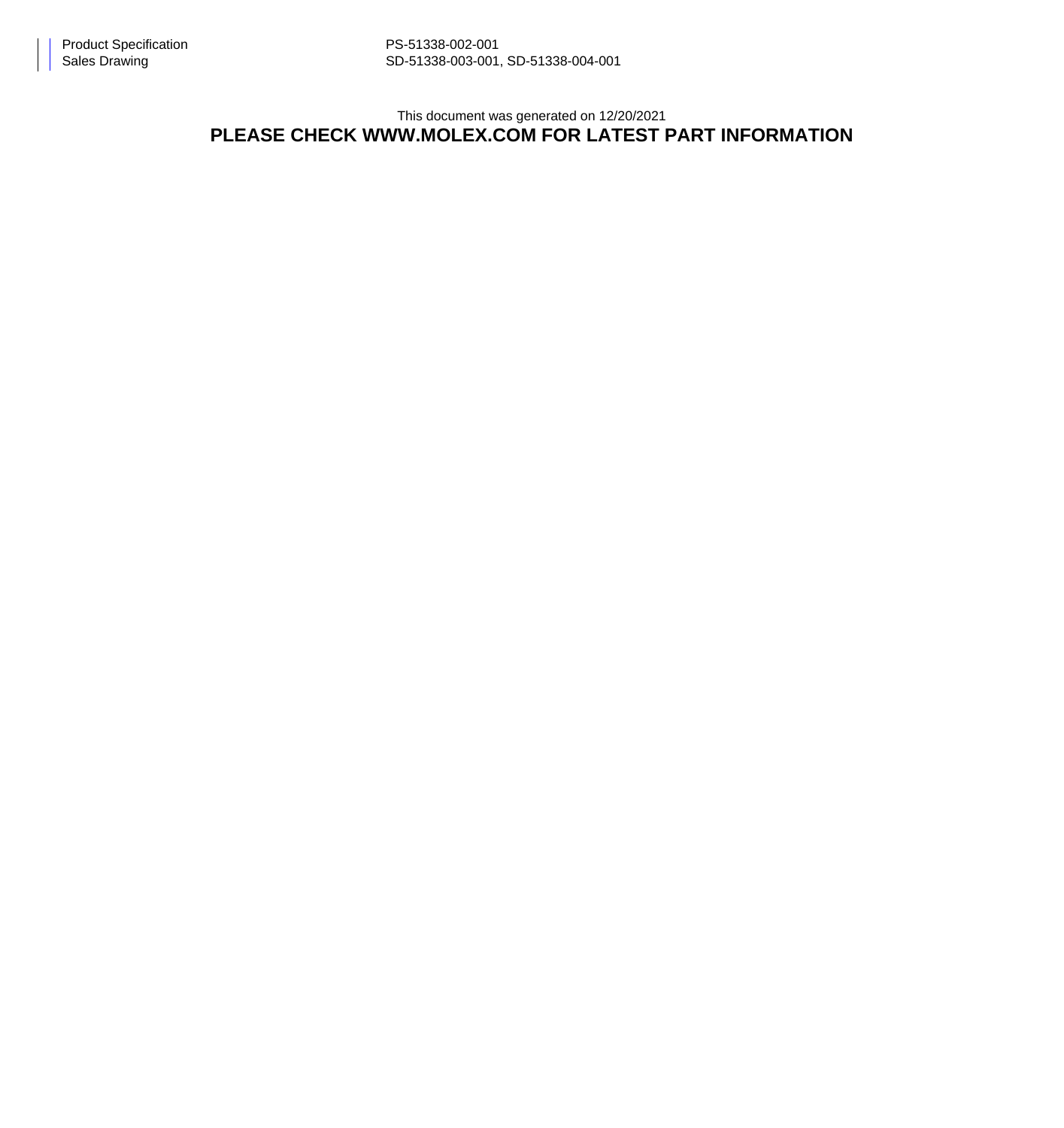| | |
|---|---|
| Product Specification | PS-51338-002-001 |
| Sales Drawing | SD-51338-003-001, SD-51338-004-001 |

This document was generated on 12/20/2021

**PLEASE CHECK WWW.MOLEX.COM FOR LATEST PART INFORMATION**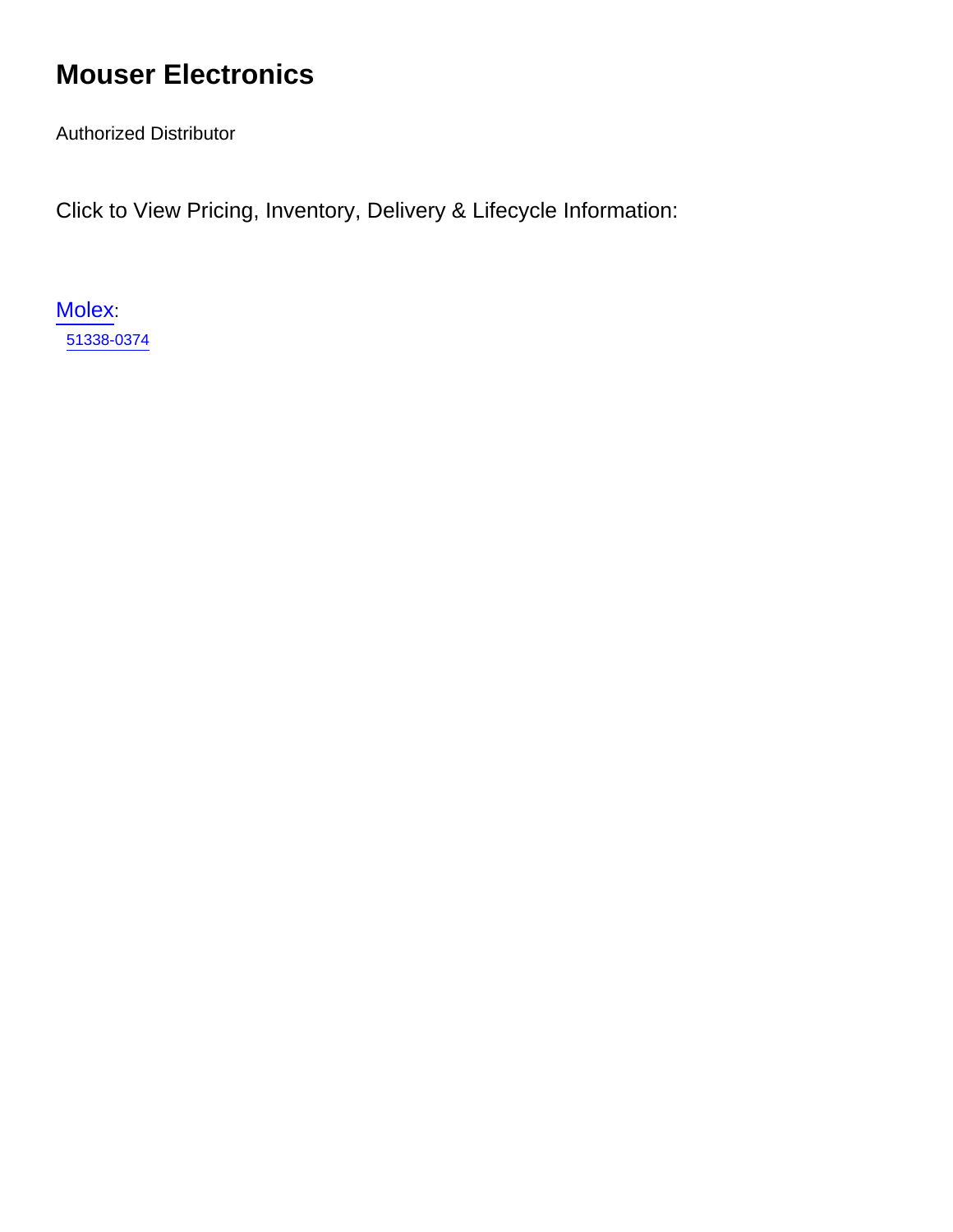# Mouser Electronics

Authorized Distributor

Click to View Pricing, Inventory, Delivery & Lifecycle Information:

Molex:

51338-0374